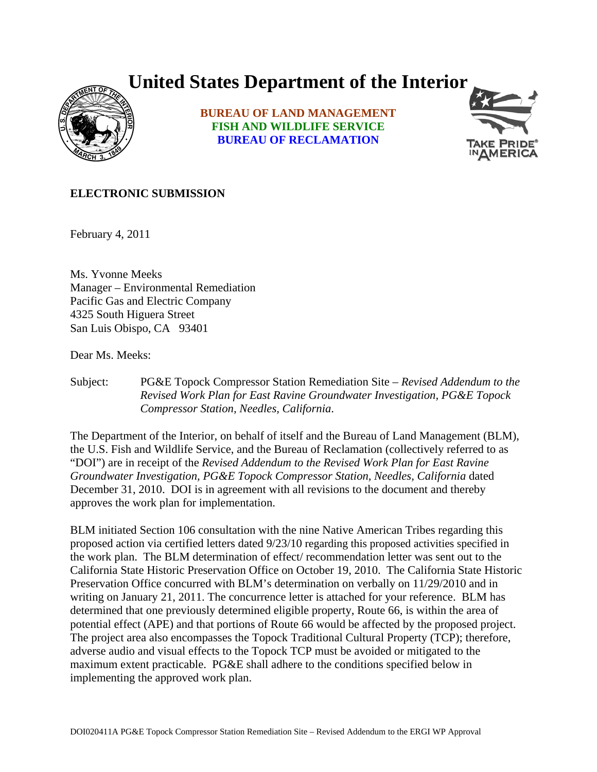# United States Department of the Interior

**BUREAU OF LAND MANAGEMENT**
**FISH AND WILDLIFE SERVICE**
**BUREAU OF RECLAMATION**

**ELECTRONIC SUBMISSION**

February 4, 2011

Ms. Yvonne Meeks
Manager – Environmental Remediation
Pacific Gas and Electric Company
4325 South Higuera Street
San Luis Obispo, CA 93401

Dear Ms. Meeks:

Subject: PG&E Topock Compressor Station Remediation Site – *Revised Addendum to the Revised Work Plan for East Ravine Groundwater Investigation, PG&E Topock Compressor Station, Needles, California.*

The Department of the Interior, on behalf of itself and the Bureau of Land Management (BLM), the U.S. Fish and Wildlife Service, and the Bureau of Reclamation (collectively referred to as "DOI") are in receipt of the *Revised Addendum to the Revised Work Plan for East Ravine Groundwater Investigation, PG&E Topock Compressor Station, Needles, California* dated December 31, 2010. DOI is in agreement with all revisions to the document and thereby approves the work plan for implementation.

BLM initiated Section 106 consultation with the nine Native American Tribes regarding this proposed action via certified letters dated 9/23/10 regarding this proposed activities specified in the work plan. The BLM determination of effect/ recommendation letter was sent out to the California State Historic Preservation Office on October 19, 2010. The California State Historic Preservation Office concurred with BLM's determination on verbally on 11/29/2010 and in writing on January 21, 2011. The concurrence letter is attached for your reference. BLM has determined that one previously determined eligible property, Route 66, is within the area of potential effect (APE) and that portions of Route 66 would be affected by the proposed project. The project area also encompasses the Topock Traditional Cultural Property (TCP); therefore, adverse audio and visual effects to the Topock TCP must be avoided or mitigated to the maximum extent practicable. PG&E shall adhere to the conditions specified below in implementing the approved work plan.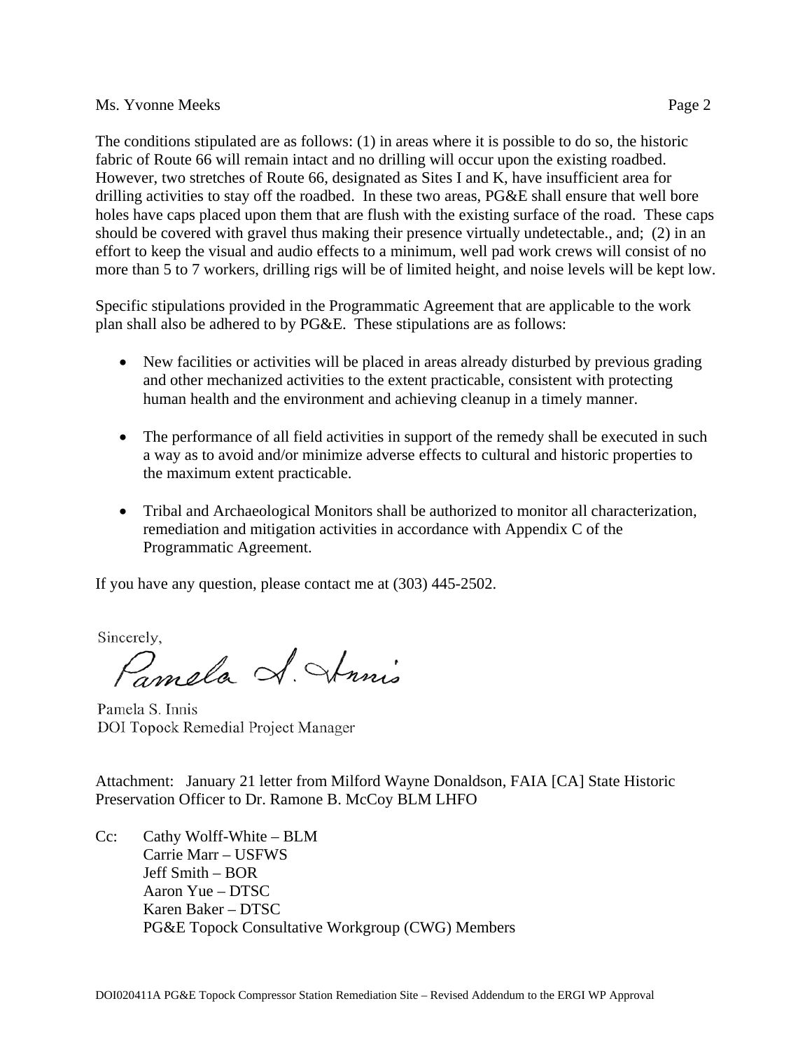The conditions stipulated are as follows: (1) in areas where it is possible to do so, the historic fabric of Route 66 will remain intact and no drilling will occur upon the existing roadbed. However, two stretches of Route 66, designated as Sites I and K, have insufficient area for drilling activities to stay off the roadbed. In these two areas, PG&E shall ensure that well bore holes have caps placed upon them that are flush with the existing surface of the road. These caps should be covered with gravel thus making their presence virtually undetectable., and; (2) in an effort to keep the visual and audio effects to a minimum, well pad work crews will consist of no more than 5 to 7 workers, drilling rigs will be of limited height, and noise levels will be kept low.

Specific stipulations provided in the Programmatic Agreement that are applicable to the work plan shall also be adhered to by PG&E. These stipulations are as follows:

- New facilities or activities will be placed in areas already disturbed by previous grading and other mechanized activities to the extent practicable, consistent with protecting human health and the environment and achieving cleanup in a timely manner.

- The performance of all field activities in support of the remedy shall be executed in such a way as to avoid and/or minimize adverse effects to cultural and historic properties to the maximum extent practicable.

- Tribal and Archaeological Monitors shall be authorized to monitor all characterization, remediation and mitigation activities in accordance with Appendix C of the Programmatic Agreement.

If you have any question, please contact me at (303) 445-2502.

Sincerely,

Pamela S. Innis

Pamela S. Innis
DOI Topock Remedial Project Manager

Attachment: January 21 letter from Milford Wayne Donaldson, FAIA [CA] State Historic Preservation Officer to Dr. Ramone B. McCoy BLM LHFO

Cc: Cathy Wolff-White – BLM
Carrie Marr – USFWS
Jeff Smith – BOR
Aaron Yue – DTSC
Karen Baker – DTSC
PG&E Topock Consultative Workgroup (CWG) Members